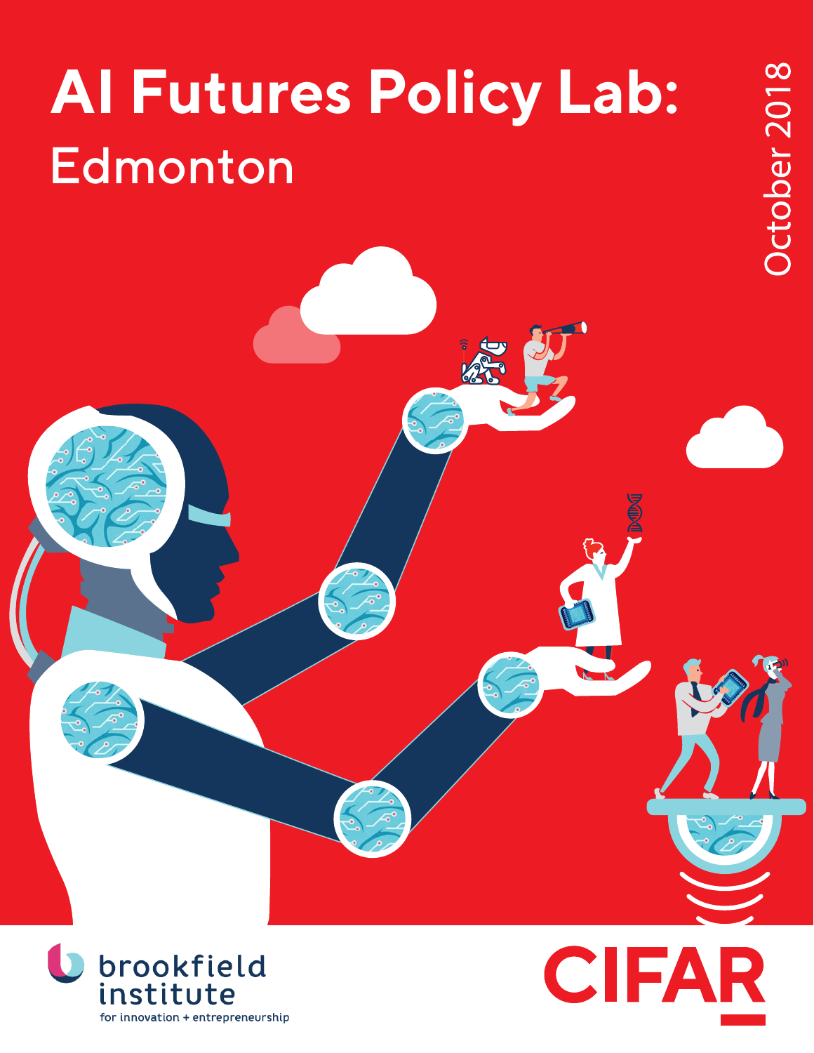# AI Futures Policy Lab:

## Edmonton

October 2018

brookfield institute

for innovation + entrepreneurship

CIFAR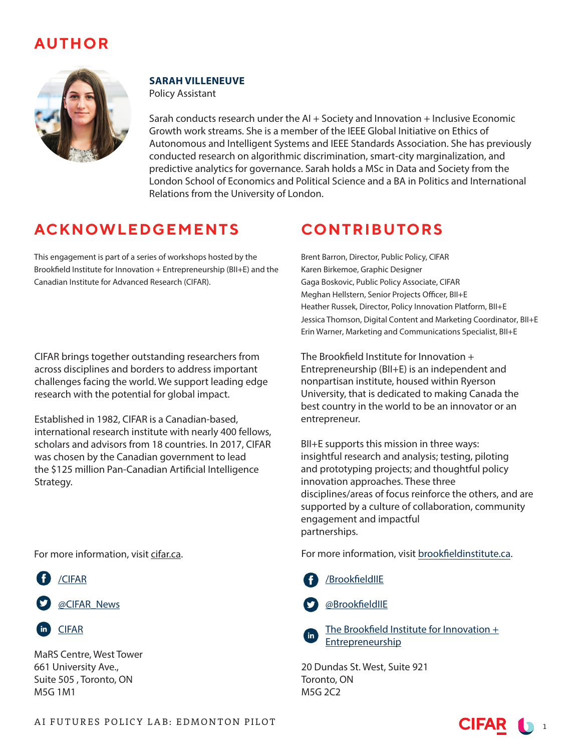# AUTHOR

**SARAH VILLENEUVE**
Policy Assistant

Sarah conducts research under the AI + Society and Innovation + Inclusive Economic Growth work streams. She is a member of the IEEE Global Initiative on Ethics of Autonomous and Intelligent Systems and IEEE Standards Association. She has previously conducted research on algorithmic discrimination, smart-city marginalization, and predictive analytics for governance. Sarah holds a MSc in Data and Society from the London School of Economics and Political Science and a BA in Politics and International Relations from the University of London.

# ACKNOWLEDGEMENTS

This engagement is part of a series of workshops hosted by the Brookfield Institute for Innovation + Entrepreneurship (BII+E) and the Canadian Institute for Advanced Research (CIFAR).

CIFAR brings together outstanding researchers from across disciplines and borders to address important challenges facing the world. We support leading edge research with the potential for global impact.

Established in 1982, CIFAR is a Canadian-based, international research institute with nearly 400 fellows, scholars and advisors from 18 countries. In 2017, CIFAR was chosen by the Canadian government to lead the $125 million Pan-Canadian Artificial Intelligence Strategy.

For more information, visit cifar.ca.

/CIFAR

@CIFAR_News

CIFAR

MaRS Centre, West Tower
661 University Ave.,
Suite 505 , Toronto, ON
M5G 1M1

# CONTRIBUTORS

Brent Barron, Director, Public Policy, CIFAR
Karen Birkemoe, Graphic Designer
Gaga Boskovic, Public Policy Associate, CIFAR
Meghan Hellstern, Senior Projects Officer, BII+E
Heather Russek, Director, Policy Innovation Platform, BII+E
Jessica Thomson, Digital Content and Marketing Coordinator, BII+E
Erin Warner, Marketing and Communications Specialist, BII+E

The Brookfield Institute for Innovation + Entrepreneurship (BII+E) is an independent and nonpartisan institute, housed within Ryerson University, that is dedicated to making Canada the best country in the world to be an innovator or an entrepreneur.

BII+E supports this mission in three ways: insightful research and analysis; testing, piloting and prototyping projects; and thoughtful policy innovation approaches. These three disciplines/areas of focus reinforce the others, and are supported by a culture of collaboration, community engagement and impactful partnerships.

For more information, visit brookfieldinstitute.ca.

/BrookfieldIIE

@BrookfieldIIE

The Brookfield Institute for Innovation + Entrepreneurship

20 Dundas St. West, Suite 921
Toronto, ON
M5G 2C2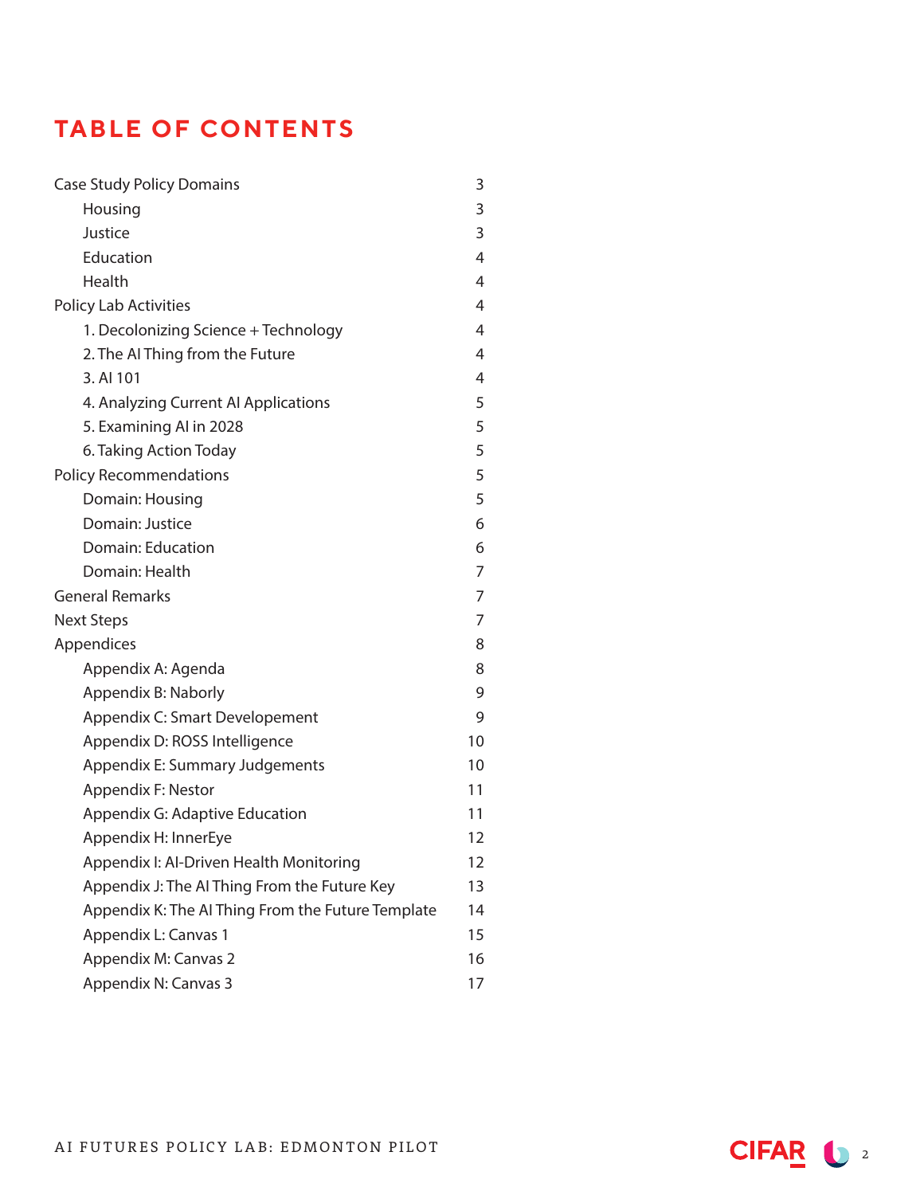# TABLE OF CONTENTS

| | |
|---|---|
| Case Study Policy Domains | 3 |
| Housing | 3 |
| Justice | 3 |
| Education | 4 |
| Health | 4 |
| Policy Lab Activities | 4 |
| 1. Decolonizing Science + Technology | 4 |
| 2. The AI Thing from the Future | 4 |
| 3. AI 101 | 4 |
| 4. Analyzing Current AI Applications | 5 |
| 5. Examining AI in 2028 | 5 |
| 6. Taking Action Today | 5 |
| Policy Recommendations | 5 |
| Domain: Housing | 5 |
| Domain: Justice | 6 |
| Domain: Education | 6 |
| Domain: Health | 7 |
| General Remarks | 7 |
| Next Steps | 7 |
| Appendices | 8 |
| Appendix A: Agenda | 8 |
| Appendix B: Naborly | 9 |
| Appendix C: Smart Developement | 9 |
| Appendix D: ROSS Intelligence | 10 |
| Appendix E: Summary Judgements | 10 |
| Appendix F: Nestor | 11 |
| Appendix G: Adaptive Education | 11 |
| Appendix H: InnerEye | 12 |
| Appendix I: AI-Driven Health Monitoring | 12 |
| Appendix J: The AI Thing From the Future Key | 13 |
| Appendix K: The AI Thing From the Future Template | 14 |
| Appendix L: Canvas 1 | 15 |
| Appendix M: Canvas 2 | 16 |
| Appendix N: Canvas 3 | 17 |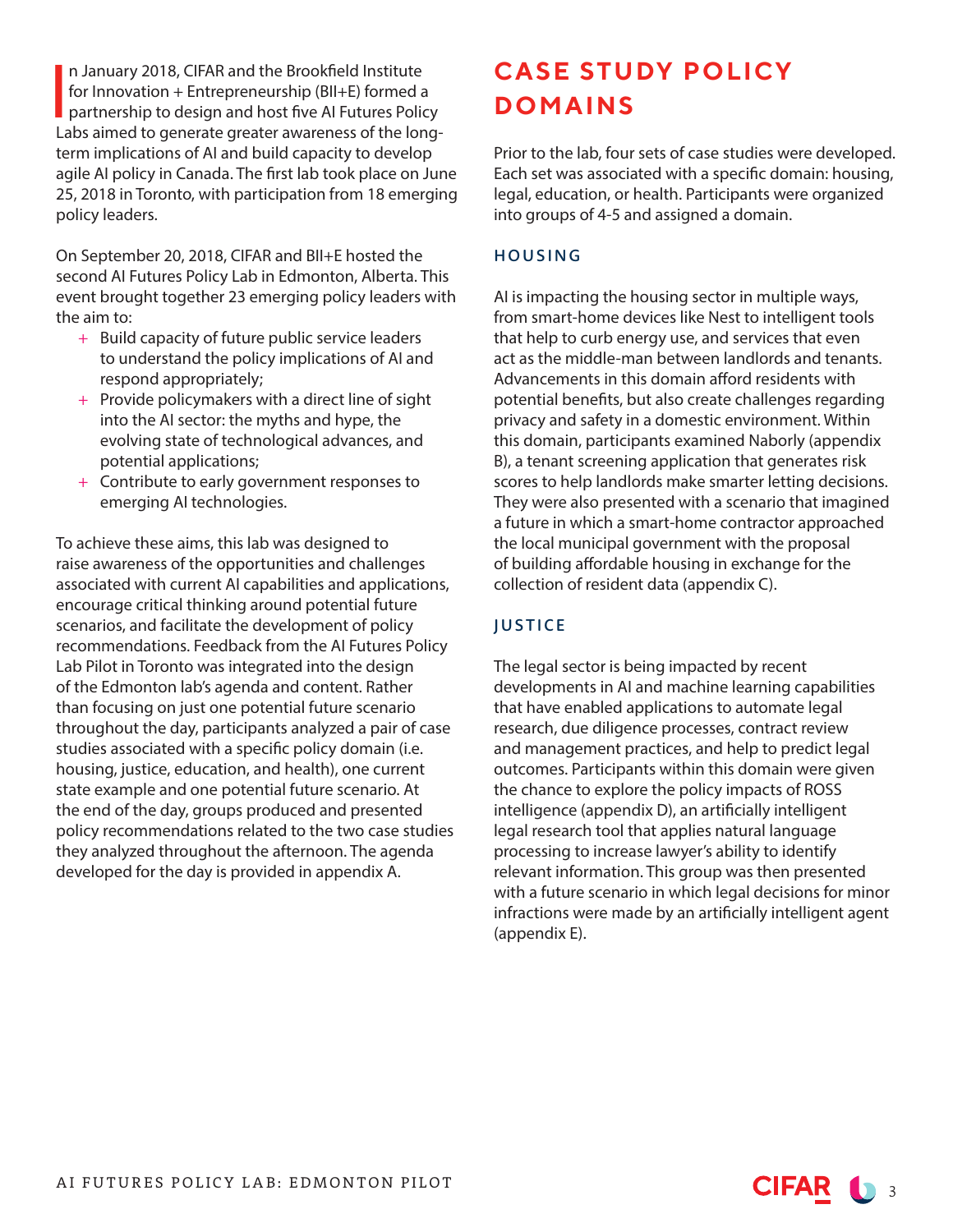In January 2018, CIFAR and the Brookfield Institute for Innovation + Entrepreneurship (BII+E) formed a partnership to design and host five AI Futures Policy Labs aimed to generate greater awareness of the long-term implications of AI and build capacity to develop agile AI policy in Canada. The first lab took place on June 25, 2018 in Toronto, with participation from 18 emerging policy leaders.

On September 20, 2018, CIFAR and BII+E hosted the second AI Futures Policy Lab in Edmonton, Alberta. This event brought together 23 emerging policy leaders with the aim to:

- Build capacity of future public service leaders to understand the policy implications of AI and respond appropriately;
- Provide policymakers with a direct line of sight into the AI sector: the myths and hype, the evolving state of technological advances, and potential applications;
- Contribute to early government responses to emerging AI technologies.

To achieve these aims, this lab was designed to raise awareness of the opportunities and challenges associated with current AI capabilities and applications, encourage critical thinking around potential future scenarios, and facilitate the development of policy recommendations. Feedback from the AI Futures Policy Lab Pilot in Toronto was integrated into the design of the Edmonton lab's agenda and content. Rather than focusing on just one potential future scenario throughout the day, participants analyzed a pair of case studies associated with a specific policy domain (i.e. housing, justice, education, and health), one current state example and one potential future scenario. At the end of the day, groups produced and presented policy recommendations related to the two case studies they analyzed throughout the afternoon. The agenda developed for the day is provided in appendix A.

# CASE STUDY POLICY DOMAINS

Prior to the lab, four sets of case studies were developed. Each set was associated with a specific domain: housing, legal, education, or health. Participants were organized into groups of 4-5 and assigned a domain.

## HOUSING

AI is impacting the housing sector in multiple ways, from smart-home devices like Nest to intelligent tools that help to curb energy use, and services that even act as the middle-man between landlords and tenants. Advancements in this domain afford residents with potential benefits, but also create challenges regarding privacy and safety in a domestic environment. Within this domain, participants examined Naborly (appendix B), a tenant screening application that generates risk scores to help landlords make smarter letting decisions. They were also presented with a scenario that imagined a future in which a smart-home contractor approached the local municipal government with the proposal of building affordable housing in exchange for the collection of resident data (appendix C).

## JUSTICE

The legal sector is being impacted by recent developments in AI and machine learning capabilities that have enabled applications to automate legal research, due diligence processes, contract review and management practices, and help to predict legal outcomes. Participants within this domain were given the chance to explore the policy impacts of ROSS intelligence (appendix D), an artificially intelligent legal research tool that applies natural language processing to increase lawyer's ability to identify relevant information. This group was then presented with a future scenario in which legal decisions for minor infractions were made by an artificially intelligent agent (appendix E).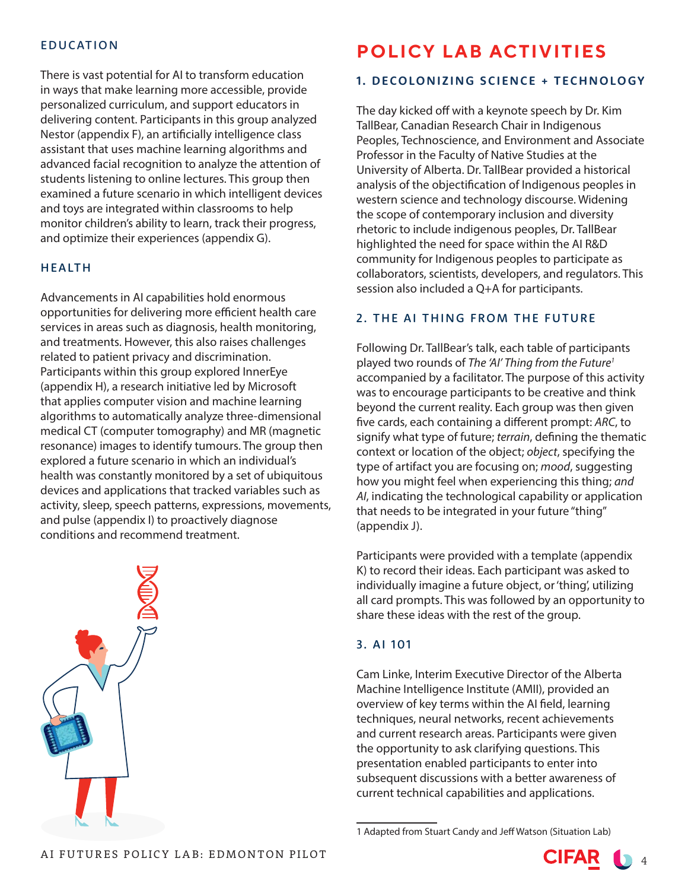### EDUCATION

There is vast potential for AI to transform education in ways that make learning more accessible, provide personalized curriculum, and support educators in delivering content. Participants in this group analyzed Nestor (appendix F), an artificially intelligence class assistant that uses machine learning algorithms and advanced facial recognition to analyze the attention of students listening to online lectures. This group then examined a future scenario in which intelligent devices and toys are integrated within classrooms to help monitor children's ability to learn, track their progress, and optimize their experiences (appendix G).

### HEALTH

Advancements in AI capabilities hold enormous opportunities for delivering more efficient health care services in areas such as diagnosis, health monitoring, and treatments. However, this also raises challenges related to patient privacy and discrimination. Participants within this group explored InnerEye (appendix H), a research initiative led by Microsoft that applies computer vision and machine learning algorithms to automatically analyze three-dimensional medical CT (computer tomography) and MR (magnetic resonance) images to identify tumours. The group then explored a future scenario in which an individual's health was constantly monitored by a set of ubiquitous devices and applications that tracked variables such as activity, sleep, speech patterns, expressions, movements, and pulse (appendix I) to proactively diagnose conditions and recommend treatment.

# POLICY LAB ACTIVITIES

### 1. DECOLONIZING SCIENCE + TECHNOLOGY

The day kicked off with a keynote speech by Dr. Kim TallBear, Canadian Research Chair in Indigenous Peoples, Technoscience, and Environment and Associate Professor in the Faculty of Native Studies at the University of Alberta. Dr. TallBear provided a historical analysis of the objectification of Indigenous peoples in western science and technology discourse. Widening the scope of contemporary inclusion and diversity rhetoric to include indigenous peoples, Dr. TallBear highlighted the need for space within the AI R&D community for Indigenous peoples to participate as collaborators, scientists, developers, and regulators. This session also included a Q+A for participants.

### 2. THE AI THING FROM THE FUTURE

Following Dr. TallBear's talk, each table of participants played two rounds of *The 'AI' Thing from the Future*[1] accompanied by a facilitator. The purpose of this activity was to encourage participants to be creative and think beyond the current reality. Each group was then given five cards, each containing a different prompt: *ARC*, to signify what type of future; *terrain*, defining the thematic context or location of the object; *object*, specifying the type of artifact you are focusing on; *mood*, suggesting how you might feel when experiencing this thing; *and AI*, indicating the technological capability or application that needs to be integrated in your future "thing" (appendix J).

Participants were provided with a template (appendix K) to record their ideas. Each participant was asked to individually imagine a future object, or 'thing', utilizing all card prompts. This was followed by an opportunity to share these ideas with the rest of the group.

### 3. AI 101

Cam Linke, Interim Executive Director of the Alberta Machine Intelligence Institute (AMII), provided an overview of key terms within the AI field, learning techniques, neural networks, recent achievements and current research areas. Participants were given the opportunity to ask clarifying questions. This presentation enabled participants to enter into subsequent discussions with a better awareness of current technical capabilities and applications.

1 Adapted from Stuart Candy and Jeff Watson (Situation Lab)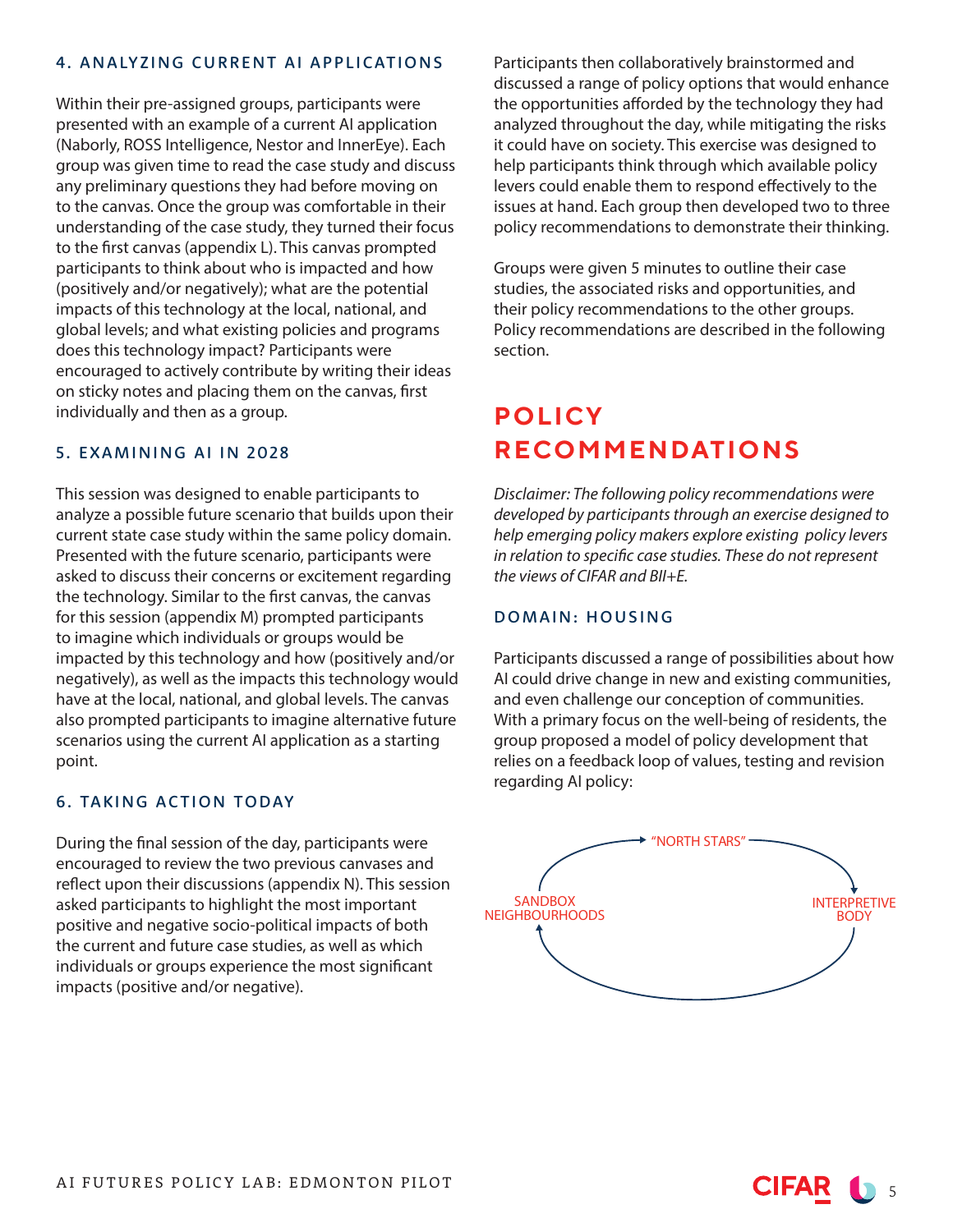### 4. ANALYZING CURRENT AI APPLICATIONS

Within their pre-assigned groups, participants were presented with an example of a current AI application (Naborly, ROSS Intelligence, Nestor and InnerEye). Each group was given time to read the case study and discuss any preliminary questions they had before moving on to the canvas. Once the group was comfortable in their understanding of the case study, they turned their focus to the first canvas (appendix L). This canvas prompted participants to think about who is impacted and how (positively and/or negatively); what are the potential impacts of this technology at the local, national, and global levels; and what existing policies and programs does this technology impact? Participants were encouraged to actively contribute by writing their ideas on sticky notes and placing them on the canvas, first individually and then as a group.

### 5. EXAMINING AI IN 2028

This session was designed to enable participants to analyze a possible future scenario that builds upon their current state case study within the same policy domain. Presented with the future scenario, participants were asked to discuss their concerns or excitement regarding the technology. Similar to the first canvas, the canvas for this session (appendix M) prompted participants to imagine which individuals or groups would be impacted by this technology and how (positively and/or negatively), as well as the impacts this technology would have at the local, national, and global levels. The canvas also prompted participants to imagine alternative future scenarios using the current AI application as a starting point.

### 6. TAKING ACTION TODAY

During the final session of the day, participants were encouraged to review the two previous canvases and reflect upon their discussions (appendix N). This session asked participants to highlight the most important positive and negative socio-political impacts of both the current and future case studies, as well as which individuals or groups experience the most significant impacts (positive and/or negative).

Participants then collaboratively brainstormed and discussed a range of policy options that would enhance the opportunities afforded by the technology they had analyzed throughout the day, while mitigating the risks it could have on society. This exercise was designed to help participants think through which available policy levers could enable them to respond effectively to the issues at hand. Each group then developed two to three policy recommendations to demonstrate their thinking.

Groups were given 5 minutes to outline their case studies, the associated risks and opportunities, and their policy recommendations to the other groups. Policy recommendations are described in the following section.

## POLICY RECOMMENDATIONS

*Disclaimer: The following policy recommendations were developed by participants through an exercise designed to help emerging policy makers explore existing policy levers in relation to specific case studies. These do not represent the views of CIFAR and BII+E.*

### DOMAIN: HOUSING

Participants discussed a range of possibilities about how AI could drive change in new and existing communities, and even challenge our conception of communities. With a primary focus on the well-being of residents, the group proposed a model of policy development that relies on a feedback loop of values, testing and revision regarding AI policy:

"NORTH STARS" → INTERPRETIVE BODY → SANDBOX NEIGHBOURHOODS → "NORTH STARS"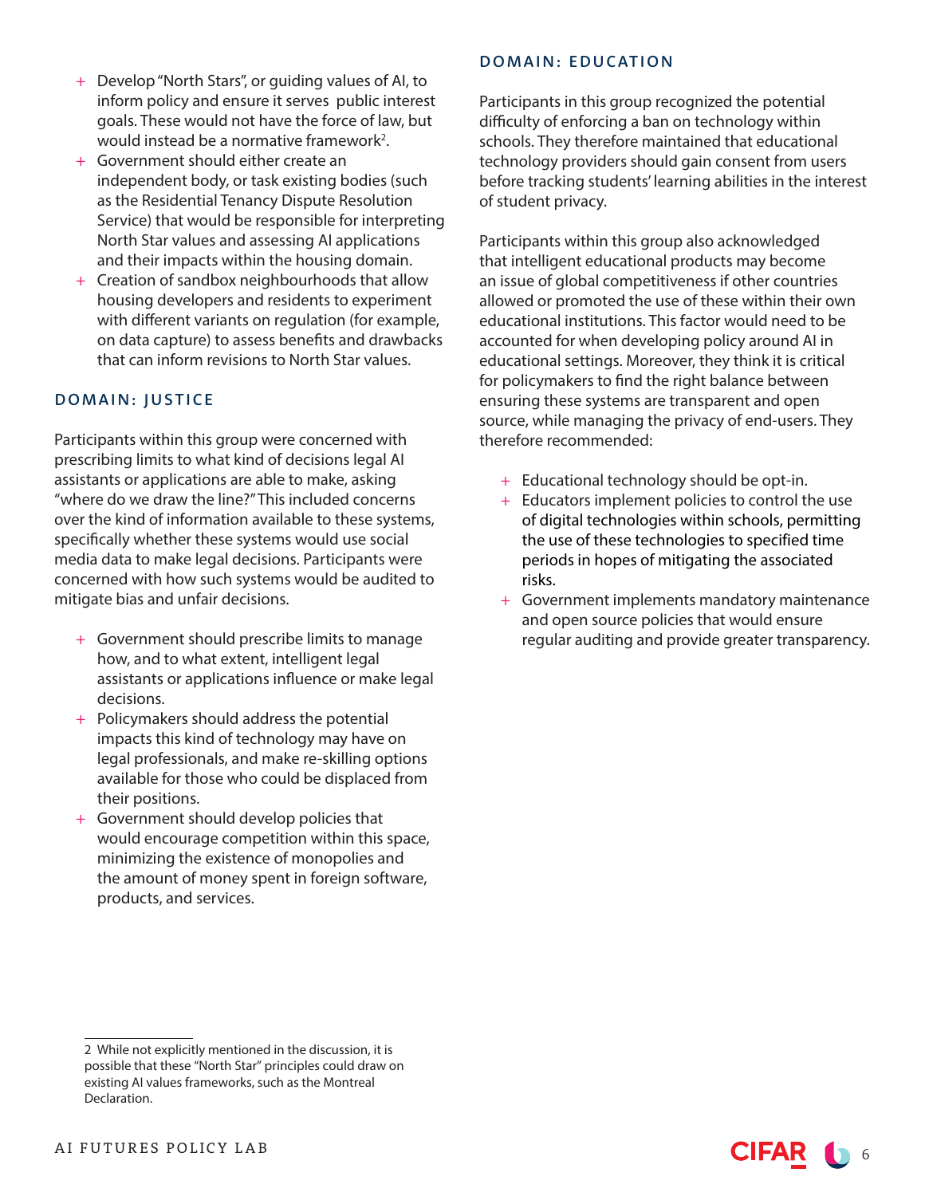- Develop "North Stars", or guiding values of AI, to inform policy and ensure it serves public interest goals. These would not have the force of law, but would instead be a normative framework[2].
- Government should either create an independent body, or task existing bodies (such as the Residential Tenancy Dispute Resolution Service) that would be responsible for interpreting North Star values and assessing AI applications and their impacts within the housing domain.
- Creation of sandbox neighbourhoods that allow housing developers and residents to experiment with different variants on regulation (for example, on data capture) to assess benefits and drawbacks that can inform revisions to North Star values.

## DOMAIN: JUSTICE

Participants within this group were concerned with prescribing limits to what kind of decisions legal AI assistants or applications are able to make, asking "where do we draw the line?" This included concerns over the kind of information available to these systems, specifically whether these systems would use social media data to make legal decisions. Participants were concerned with how such systems would be audited to mitigate bias and unfair decisions.

- Government should prescribe limits to manage how, and to what extent, intelligent legal assistants or applications influence or make legal decisions.
- Policymakers should address the potential impacts this kind of technology may have on legal professionals, and make re-skilling options available for those who could be displaced from their positions.
- Government should develop policies that would encourage competition within this space, minimizing the existence of monopolies and the amount of money spent in foreign software, products, and services.

## DOMAIN: EDUCATION

Participants in this group recognized the potential difficulty of enforcing a ban on technology within schools. They therefore maintained that educational technology providers should gain consent from users before tracking students' learning abilities in the interest of student privacy.

Participants within this group also acknowledged that intelligent educational products may become an issue of global competitiveness if other countries allowed or promoted the use of these within their own educational institutions. This factor would need to be accounted for when developing policy around AI in educational settings. Moreover, they think it is critical for policymakers to find the right balance between ensuring these systems are transparent and open source, while managing the privacy of end-users. They therefore recommended:

- Educational technology should be opt-in.
- Educators implement policies to control the use of digital technologies within schools, permitting the use of these technologies to specified time periods in hopes of mitigating the associated risks.
- Government implements mandatory maintenance and open source policies that would ensure regular auditing and provide greater transparency.

2 While not explicitly mentioned in the discussion, it is possible that these "North Star" principles could draw on existing AI values frameworks, such as the Montreal Declaration.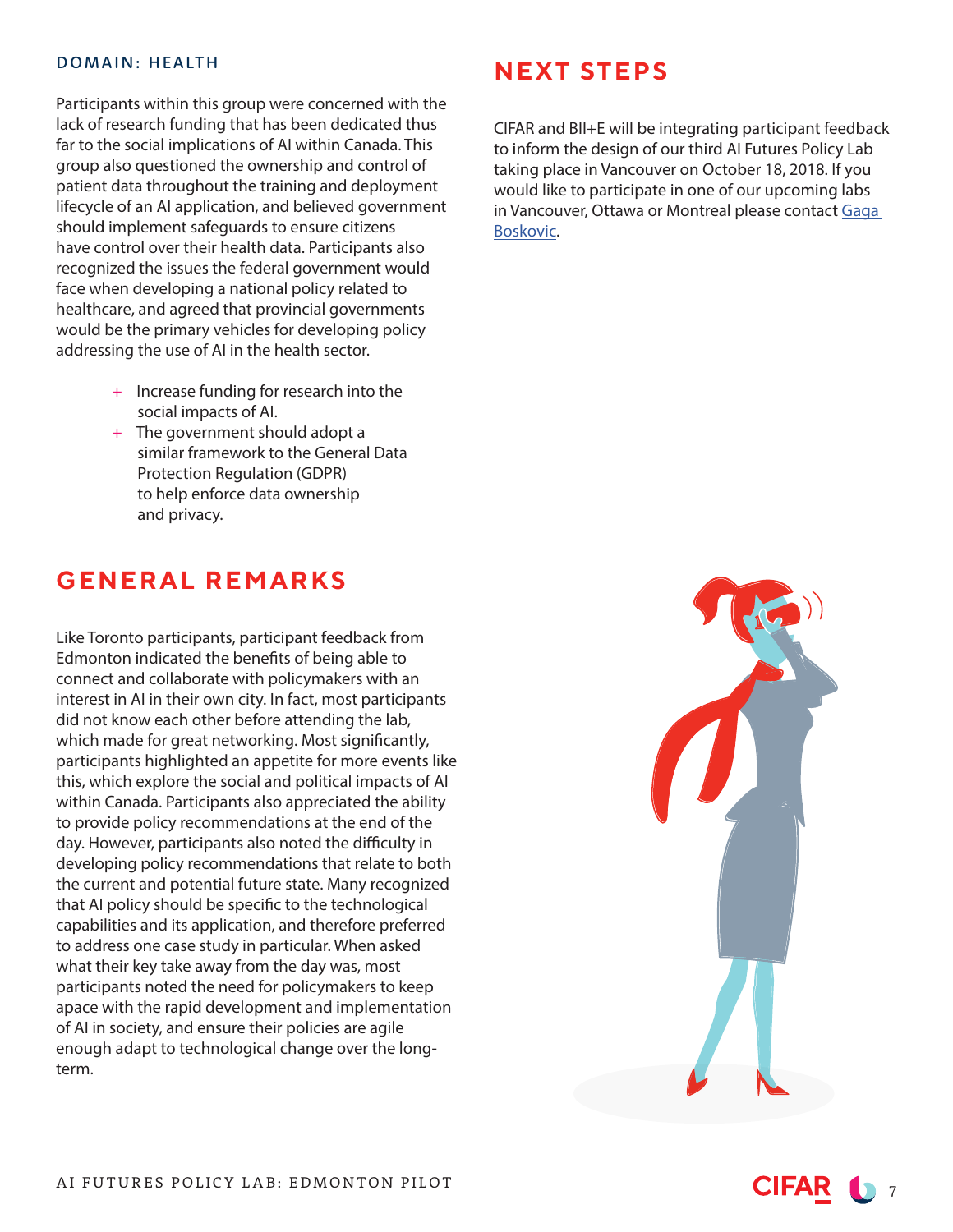### DOMAIN: HEALTH

Participants within this group were concerned with the lack of research funding that has been dedicated thus far to the social implications of AI within Canada. This group also questioned the ownership and control of patient data throughout the training and deployment lifecycle of an AI application, and believed government should implement safeguards to ensure citizens have control over their health data. Participants also recognized the issues the federal government would face when developing a national policy related to healthcare, and agreed that provincial governments would be the primary vehicles for developing policy addressing the use of AI in the health sector.

- Increase funding for research into the social impacts of AI.
- The government should adopt a similar framework to the General Data Protection Regulation (GDPR) to help enforce data ownership and privacy.

## GENERAL REMARKS

Like Toronto participants, participant feedback from Edmonton indicated the benefits of being able to connect and collaborate with policymakers with an interest in AI in their own city. In fact, most participants did not know each other before attending the lab, which made for great networking. Most significantly, participants highlighted an appetite for more events like this, which explore the social and political impacts of AI within Canada. Participants also appreciated the ability to provide policy recommendations at the end of the day. However, participants also noted the difficulty in developing policy recommendations that relate to both the current and potential future state. Many recognized that AI policy should be specific to the technological capabilities and its application, and therefore preferred to address one case study in particular. When asked what their key take away from the day was, most participants noted the need for policymakers to keep apace with the rapid development and implementation of AI in society, and ensure their policies are agile enough adapt to technological change over the long-term.

## NEXT STEPS

CIFAR and BII+E will be integrating participant feedback to inform the design of our third AI Futures Policy Lab taking place in Vancouver on October 18, 2018. If you would like to participate in one of our upcoming labs in Vancouver, Ottawa or Montreal please contact Gaga Boskovic.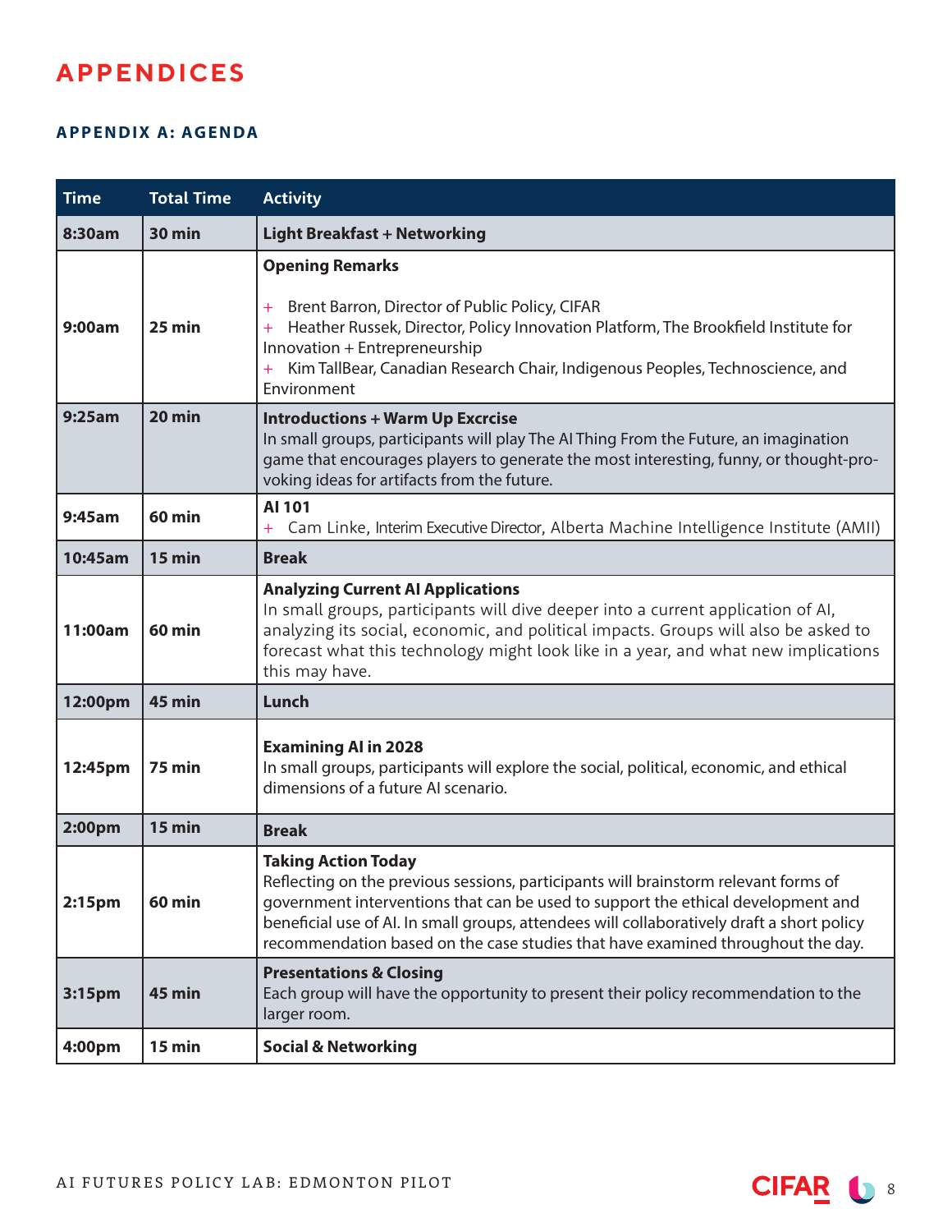# APPENDICES

## APPENDIX A: AGENDA

| Time | Total Time | Activity |
|---|---|---|
| 8:30am | 30 min | **Light Breakfast + Networking** |
| 9:00am | 25 min | **Opening Remarks**<br><br>+ Brent Barron, Director of Public Policy, CIFAR<br>+ Heather Russek, Director, Policy Innovation Platform, The Brookfield Institute for Innovation + Entrepreneurship<br>+ Kim TallBear, Canadian Research Chair, Indigenous Peoples, Technoscience, and Environment |
| 9:25am | 20 min | **Introductions + Warm Up Excrcise**<br>In small groups, participants will play The AI Thing From the Future, an imagination game that encourages players to generate the most interesting, funny, or thought-provoking ideas for artifacts from the future. |
| 9:45am | 60 min | **AI 101**<br>+ Cam Linke, Interim Executive Director, Alberta Machine Intelligence Institute (AMII) |
| 10:45am | 15 min | **Break** |
| 11:00am | 60 min | **Analyzing Current AI Applications**<br>In small groups, participants will dive deeper into a current application of AI, analyzing its social, economic, and political impacts. Groups will also be asked to forecast what this technology might look like in a year, and what new implications this may have. |
| 12:00pm | 45 min | **Lunch** |
| 12:45pm | 75 min | **Examining AI in 2028**<br>In small groups, participants will explore the social, political, economic, and ethical dimensions of a future AI scenario. |
| 2:00pm | 15 min | **Break** |
| 2:15pm | 60 min | **Taking Action Today**<br>Reflecting on the previous sessions, participants will brainstorm relevant forms of government interventions that can be used to support the ethical development and beneficial use of AI. In small groups, attendees will collaboratively draft a short policy recommendation based on the case studies that have examined throughout the day. |
| 3:15pm | 45 min | **Presentations & Closing**<br>Each group will have the opportunity to present their policy recommendation to the larger room. |
| 4:00pm | 15 min | **Social & Networking** |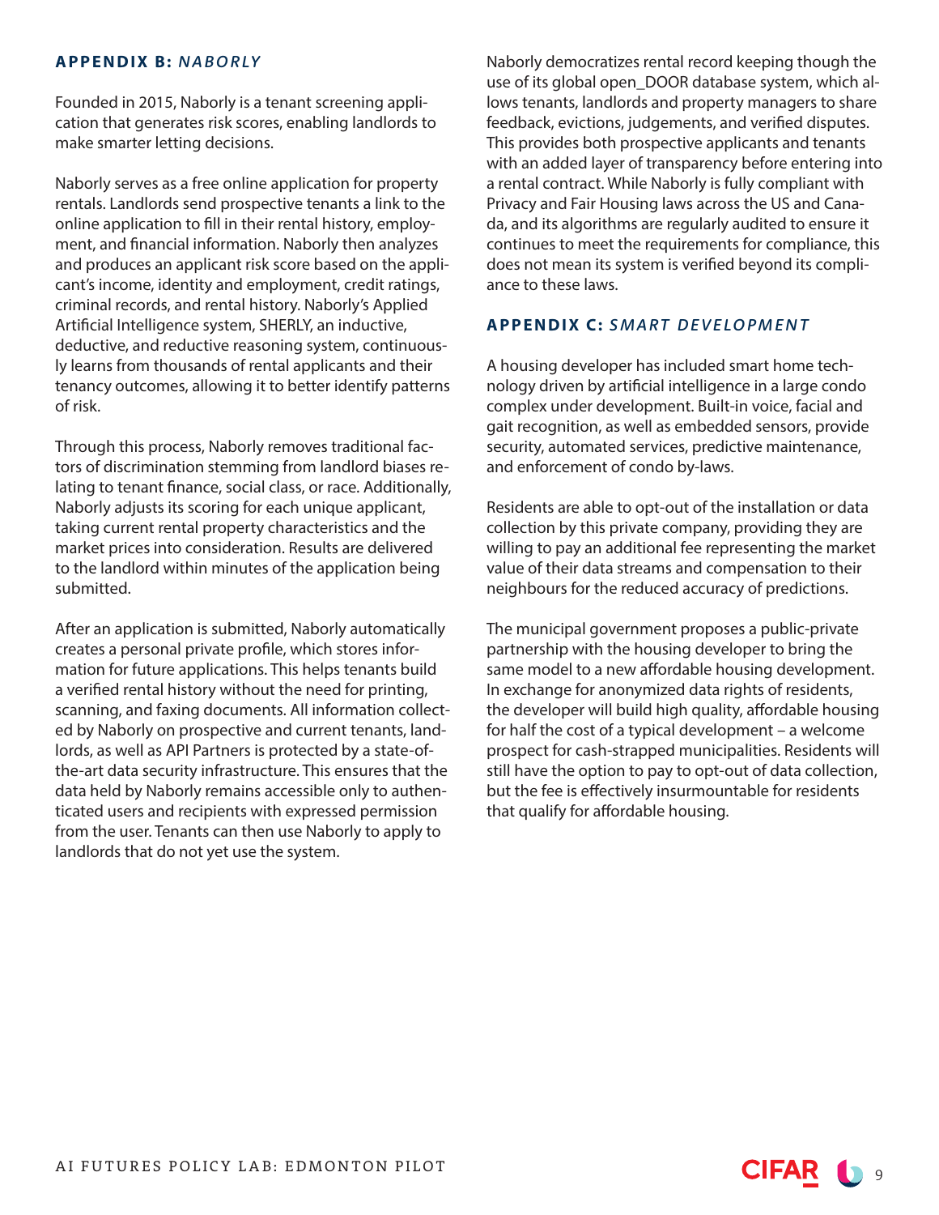## APPENDIX B: *NABORLY*

Founded in 2015, Naborly is a tenant screening application that generates risk scores, enabling landlords to make smarter letting decisions.

Naborly serves as a free online application for property rentals. Landlords send prospective tenants a link to the online application to fill in their rental history, employment, and financial information. Naborly then analyzes and produces an applicant risk score based on the applicant's income, identity and employment, credit ratings, criminal records, and rental history. Naborly's Applied Artificial Intelligence system, SHERLY, an inductive, deductive, and reductive reasoning system, continuously learns from thousands of rental applicants and their tenancy outcomes, allowing it to better identify patterns of risk.

Through this process, Naborly removes traditional factors of discrimination stemming from landlord biases relating to tenant finance, social class, or race. Additionally, Naborly adjusts its scoring for each unique applicant, taking current rental property characteristics and the market prices into consideration. Results are delivered to the landlord within minutes of the application being submitted.

After an application is submitted, Naborly automatically creates a personal private profile, which stores information for future applications. This helps tenants build a verified rental history without the need for printing, scanning, and faxing documents. All information collected by Naborly on prospective and current tenants, landlords, as well as API Partners is protected by a state-of-the-art data security infrastructure. This ensures that the data held by Naborly remains accessible only to authenticated users and recipients with expressed permission from the user. Tenants can then use Naborly to apply to landlords that do not yet use the system.

Naborly democratizes rental record keeping though the use of its global open_DOOR database system, which allows tenants, landlords and property managers to share feedback, evictions, judgements, and verified disputes. This provides both prospective applicants and tenants with an added layer of transparency before entering into a rental contract. While Naborly is fully compliant with Privacy and Fair Housing laws across the US and Canada, and its algorithms are regularly audited to ensure it continues to meet the requirements for compliance, this does not mean its system is verified beyond its compliance to these laws.

## APPENDIX C: *SMART DEVELOPMENT*

A housing developer has included smart home technology driven by artificial intelligence in a large condo complex under development. Built-in voice, facial and gait recognition, as well as embedded sensors, provide security, automated services, predictive maintenance, and enforcement of condo by-laws.

Residents are able to opt-out of the installation or data collection by this private company, providing they are willing to pay an additional fee representing the market value of their data streams and compensation to their neighbours for the reduced accuracy of predictions.

The municipal government proposes a public-private partnership with the housing developer to bring the same model to a new affordable housing development. In exchange for anonymized data rights of residents, the developer will build high quality, affordable housing for half the cost of a typical development – a welcome prospect for cash-strapped municipalities. Residents will still have the option to pay to opt-out of data collection, but the fee is effectively insurmountable for residents that qualify for affordable housing.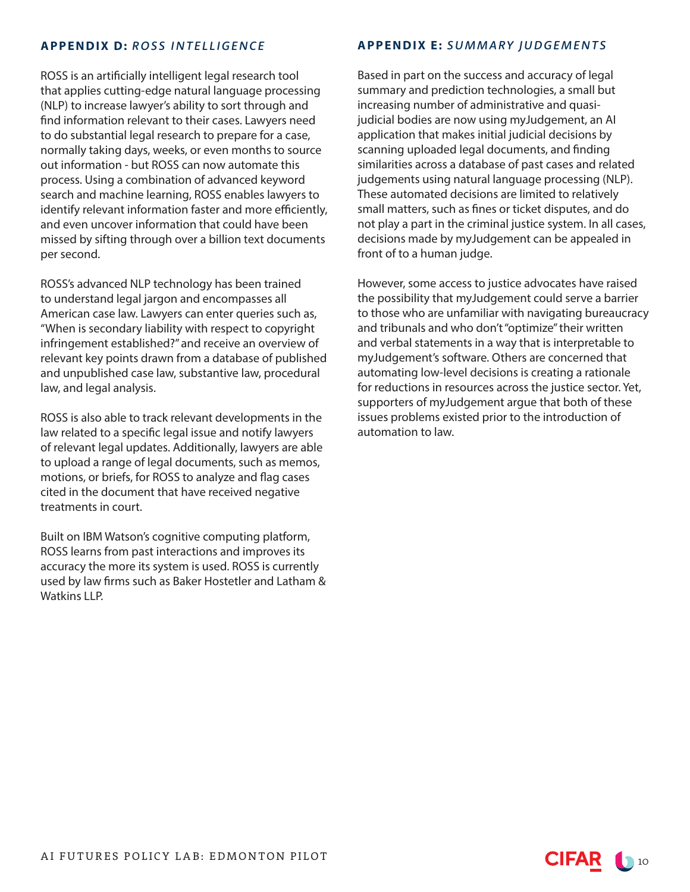## APPENDIX D: *ROSS INTELLIGENCE*

ROSS is an artificially intelligent legal research tool that applies cutting-edge natural language processing (NLP) to increase lawyer's ability to sort through and find information relevant to their cases. Lawyers need to do substantial legal research to prepare for a case, normally taking days, weeks, or even months to source out information - but ROSS can now automate this process. Using a combination of advanced keyword search and machine learning, ROSS enables lawyers to identify relevant information faster and more efficiently, and even uncover information that could have been missed by sifting through over a billion text documents per second.

ROSS's advanced NLP technology has been trained to understand legal jargon and encompasses all American case law. Lawyers can enter queries such as, "When is secondary liability with respect to copyright infringement established?" and receive an overview of relevant key points drawn from a database of published and unpublished case law, substantive law, procedural law, and legal analysis.

ROSS is also able to track relevant developments in the law related to a specific legal issue and notify lawyers of relevant legal updates. Additionally, lawyers are able to upload a range of legal documents, such as memos, motions, or briefs, for ROSS to analyze and flag cases cited in the document that have received negative treatments in court.

Built on IBM Watson's cognitive computing platform, ROSS learns from past interactions and improves its accuracy the more its system is used. ROSS is currently used by law firms such as Baker Hostetler and Latham & Watkins LLP.

## APPENDIX E: *SUMMARY JUDGEMENTS*

Based in part on the success and accuracy of legal summary and prediction technologies, a small but increasing number of administrative and quasi-judicial bodies are now using myJudgement, an AI application that makes initial judicial decisions by scanning uploaded legal documents, and finding similarities across a database of past cases and related judgements using natural language processing (NLP). These automated decisions are limited to relatively small matters, such as fines or ticket disputes, and do not play a part in the criminal justice system. In all cases, decisions made by myJudgement can be appealed in front of to a human judge.

However, some access to justice advocates have raised the possibility that myJudgement could serve a barrier to those who are unfamiliar with navigating bureaucracy and tribunals and who don't "optimize" their written and verbal statements in a way that is interpretable to myJudgement's software. Others are concerned that automating low-level decisions is creating a rationale for reductions in resources across the justice sector. Yet, supporters of myJudgement argue that both of these issues problems existed prior to the introduction of automation to law.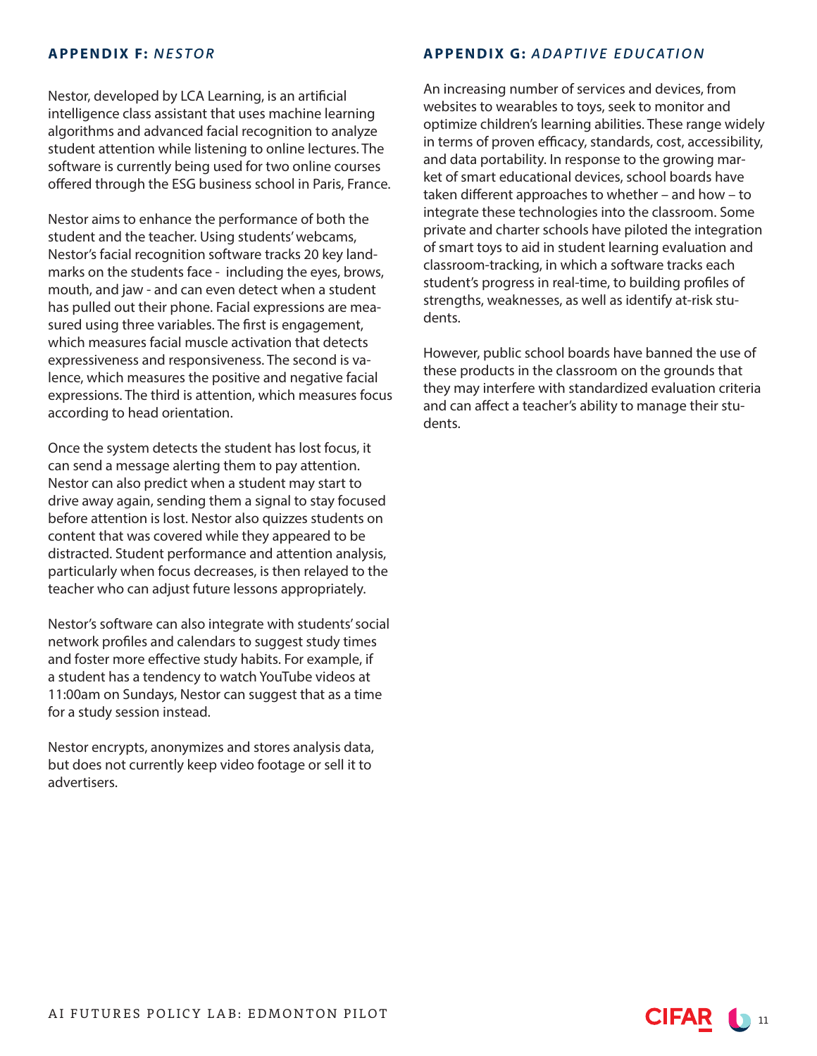## APPENDIX F: *NESTOR*

Nestor, developed by LCA Learning, is an artificial intelligence class assistant that uses machine learning algorithms and advanced facial recognition to analyze student attention while listening to online lectures. The software is currently being used for two online courses offered through the ESG business school in Paris, France.

Nestor aims to enhance the performance of both the student and the teacher. Using students' webcams, Nestor's facial recognition software tracks 20 key landmarks on the students face - including the eyes, brows, mouth, and jaw - and can even detect when a student has pulled out their phone. Facial expressions are measured using three variables. The first is engagement, which measures facial muscle activation that detects expressiveness and responsiveness. The second is valence, which measures the positive and negative facial expressions. The third is attention, which measures focus according to head orientation.

Once the system detects the student has lost focus, it can send a message alerting them to pay attention. Nestor can also predict when a student may start to drive away again, sending them a signal to stay focused before attention is lost. Nestor also quizzes students on content that was covered while they appeared to be distracted. Student performance and attention analysis, particularly when focus decreases, is then relayed to the teacher who can adjust future lessons appropriately.

Nestor's software can also integrate with students' social network profiles and calendars to suggest study times and foster more effective study habits. For example, if a student has a tendency to watch YouTube videos at 11:00am on Sundays, Nestor can suggest that as a time for a study session instead.

Nestor encrypts, anonymizes and stores analysis data, but does not currently keep video footage or sell it to advertisers.

## APPENDIX G: *ADAPTIVE EDUCATION*

An increasing number of services and devices, from websites to wearables to toys, seek to monitor and optimize children's learning abilities. These range widely in terms of proven efficacy, standards, cost, accessibility, and data portability. In response to the growing market of smart educational devices, school boards have taken different approaches to whether – and how – to integrate these technologies into the classroom. Some private and charter schools have piloted the integration of smart toys to aid in student learning evaluation and classroom-tracking, in which a software tracks each student's progress in real-time, to building profiles of strengths, weaknesses, as well as identify at-risk students.

However, public school boards have banned the use of these products in the classroom on the grounds that they may interfere with standardized evaluation criteria and can affect a teacher's ability to manage their students.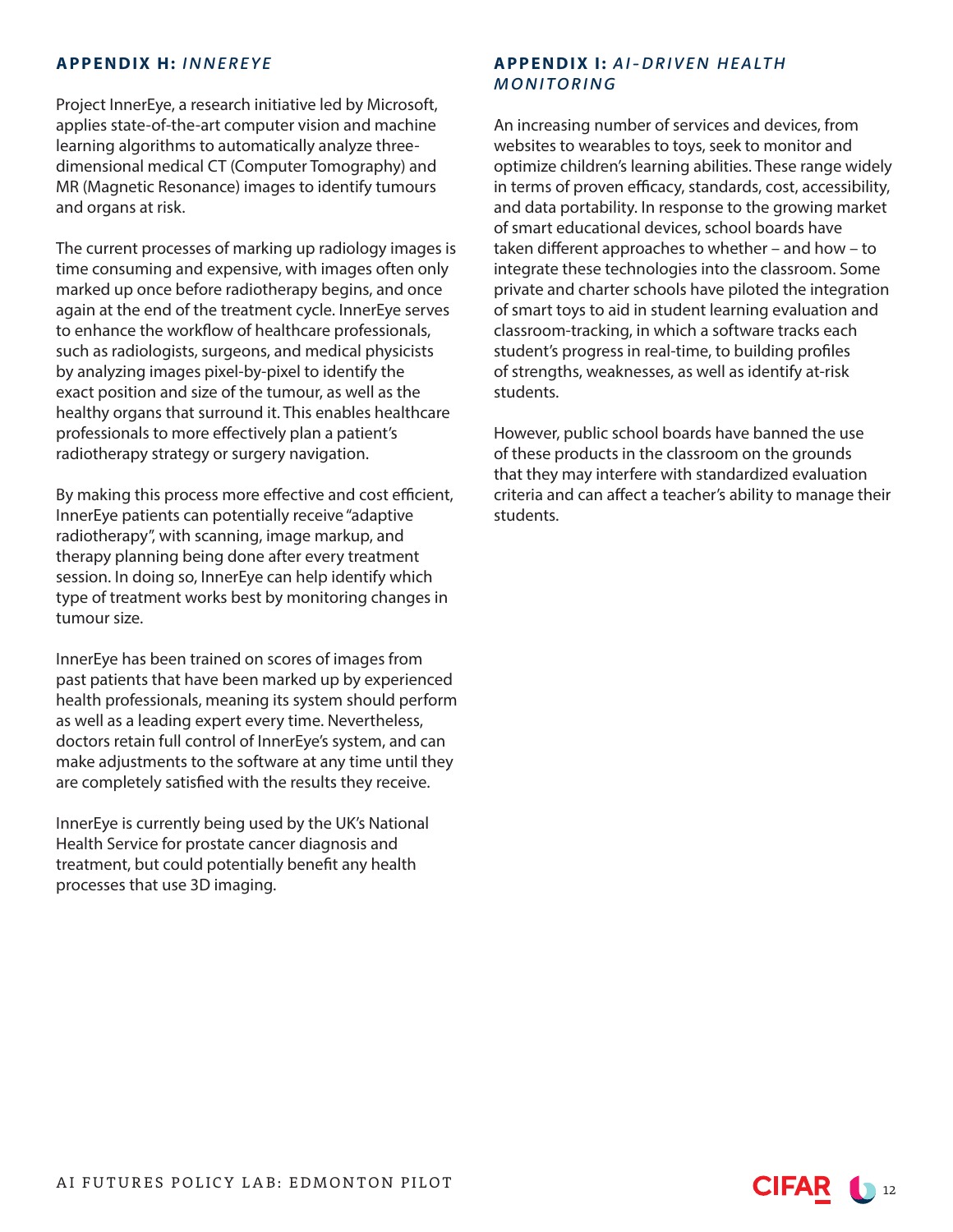## APPENDIX H: *INNEREYE*

Project InnerEye, a research initiative led by Microsoft, applies state-of-the-art computer vision and machine learning algorithms to automatically analyze three-dimensional medical CT (Computer Tomography) and MR (Magnetic Resonance) images to identify tumours and organs at risk.

The current processes of marking up radiology images is time consuming and expensive, with images often only marked up once before radiotherapy begins, and once again at the end of the treatment cycle. InnerEye serves to enhance the workflow of healthcare professionals, such as radiologists, surgeons, and medical physicists by analyzing images pixel-by-pixel to identify the exact position and size of the tumour, as well as the healthy organs that surround it. This enables healthcare professionals to more effectively plan a patient's radiotherapy strategy or surgery navigation.

By making this process more effective and cost efficient, InnerEye patients can potentially receive "adaptive radiotherapy", with scanning, image markup, and therapy planning being done after every treatment session. In doing so, InnerEye can help identify which type of treatment works best by monitoring changes in tumour size.

InnerEye has been trained on scores of images from past patients that have been marked up by experienced health professionals, meaning its system should perform as well as a leading expert every time. Nevertheless, doctors retain full control of InnerEye's system, and can make adjustments to the software at any time until they are completely satisfied with the results they receive.

InnerEye is currently being used by the UK's National Health Service for prostate cancer diagnosis and treatment, but could potentially benefit any health processes that use 3D imaging.

## APPENDIX I: *AI-DRIVEN HEALTH MONITORING*

An increasing number of services and devices, from websites to wearables to toys, seek to monitor and optimize children's learning abilities. These range widely in terms of proven efficacy, standards, cost, accessibility, and data portability. In response to the growing market of smart educational devices, school boards have taken different approaches to whether – and how – to integrate these technologies into the classroom. Some private and charter schools have piloted the integration of smart toys to aid in student learning evaluation and classroom-tracking, in which a software tracks each student's progress in real-time, to building profiles of strengths, weaknesses, as well as identify at-risk students.

However, public school boards have banned the use of these products in the classroom on the grounds that they may interfere with standardized evaluation criteria and can affect a teacher's ability to manage their students.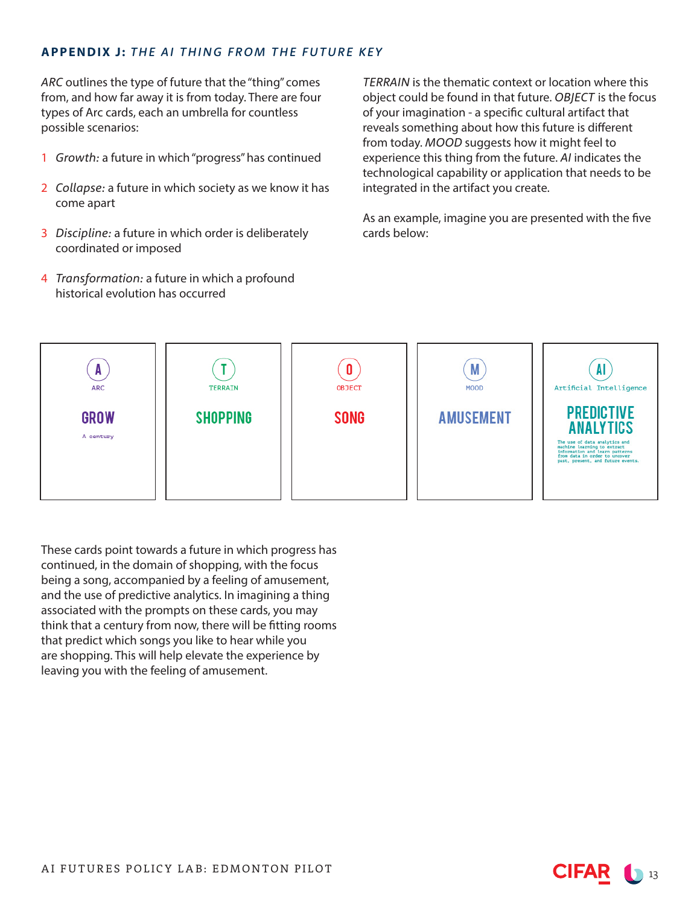## APPENDIX J: *THE AI THING FROM THE FUTURE KEY*

*ARC* outlines the type of future that the "thing" comes from, and how far away it is from today. There are four types of Arc cards, each an umbrella for countless possible scenarios:

1. *Growth:* a future in which "progress" has continued
2. *Collapse:* a future in which society as we know it has come apart
3. *Discipline:* a future in which order is deliberately coordinated or imposed
4. *Transformation:* a future in which a profound historical evolution has occurred

*TERRAIN* is the thematic context or location where this object could be found in that future. *OBJECT* is the focus of your imagination - a specific cultural artifact that reveals something about how this future is different from today. *MOOD* suggests how it might feel to experience this thing from the future. *AI* indicates the technological capability or application that needs to be integrated in the artifact you create.

As an example, imagine you are presented with the five cards below:

| A – ARC | T – TERRAIN | O – OBJECT | M – MOOD | AI – Artificial Intelligence |
|---|---|---|---|---|
| GROW<br>A century | SHOPPING | SONG | AMUSEMENT | PREDICTIVE ANALYTICS<br>The use of data analytics and machine learning to extract information and learn patterns from data in order to uncover past, present, and future events. |

These cards point towards a future in which progress has continued, in the domain of shopping, with the focus being a song, accompanied by a feeling of amusement, and the use of predictive analytics. In imagining a thing associated with the prompts on these cards, you may think that a century from now, there will be fitting rooms that predict which songs you like to hear while you are shopping. This will help elevate the experience by leaving you with the feeling of amusement.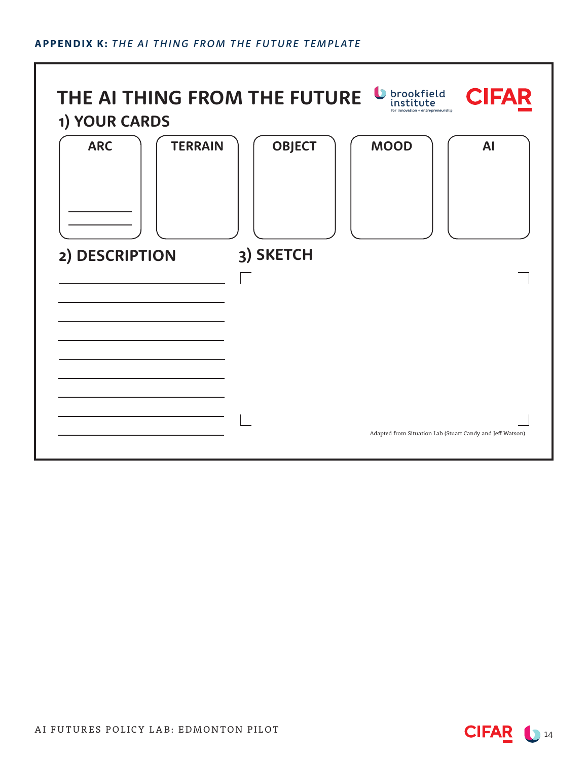**APPENDIX K:** ***THE AI THING FROM THE FUTURE TEMPLATE***

# THE AI THING FROM THE FUTURE

brookfield institute for innovation + entrepreneurship

CIFAR

## 1) YOUR CARDS

| ARC | TERRAIN | OBJECT | MOOD | AI |
| --- | --- | --- | --- | --- |
| | | | | |

## 2) DESCRIPTION

## 3) SKETCH

Adapted from Situation Lab (Stuart Candy and Jeff Watson)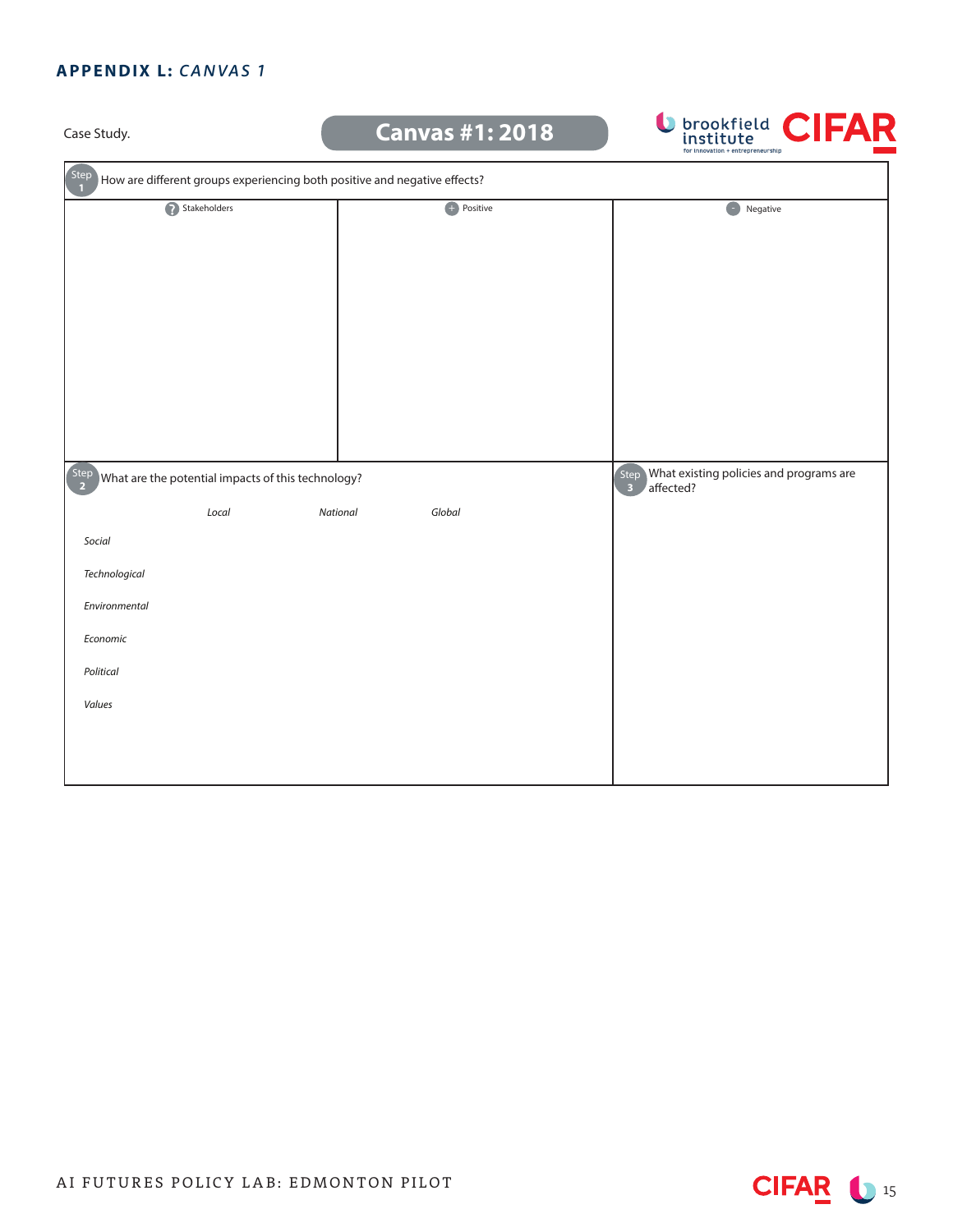## APPENDIX L: *CANVAS 1*

Case Study.

**Canvas #1: 2018**

brookfield institute for innovation + entrepreneurship CIFAR

**Step 1** How are different groups experiencing both positive and negative effects?

| Stakeholders | + Positive | - Negative |
|---|---|---|
| | | |

**Step 2** What are the potential impacts of this technology?

| | *Local* | *National* | *Global* |
|---|---|---|---|
| *Social* | | | |
| *Technological* | | | |
| *Environmental* | | | |
| *Economic* | | | |
| *Political* | | | |
| *Values* | | | |

**Step 3** What existing policies and programs are affected?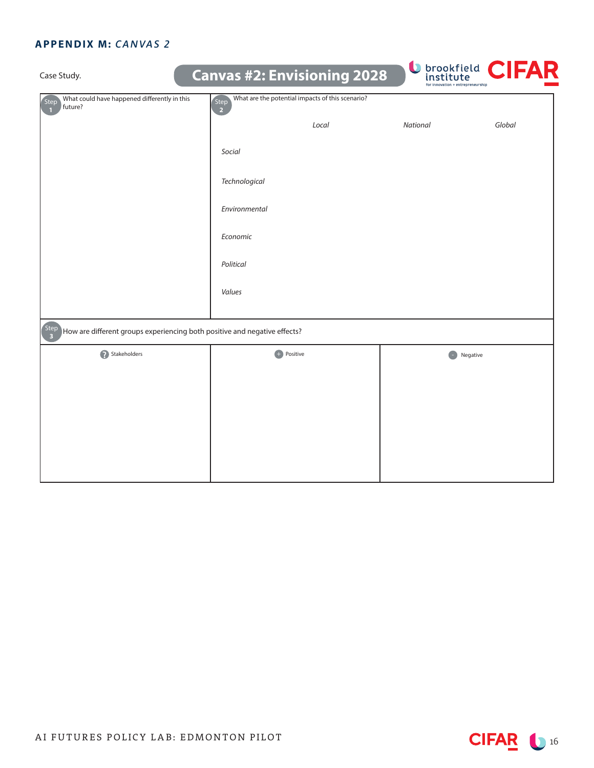## APPENDIX M: *CANVAS 2*

Case Study.

# Canvas #2: Envisioning 2028

brookfield institute for innovation + entrepreneurship

CIFAR

| Step 1 What could have happened differently in this future? | Step 2 What are the potential impacts of this scenario? | | |
|---|---|---|---|
| | | *Local* | *National* | *Global* |
| | *Social* | | | |
| | *Technological* | | | |
| | *Environmental* | | | |
| | *Economic* | | | |
| | *Political* | | | |
| | *Values* | | | |

**Step 3** How are different groups experiencing both positive and negative effects?

| ? Stakeholders | + Positive | - Negative |
|---|---|---|
| | | |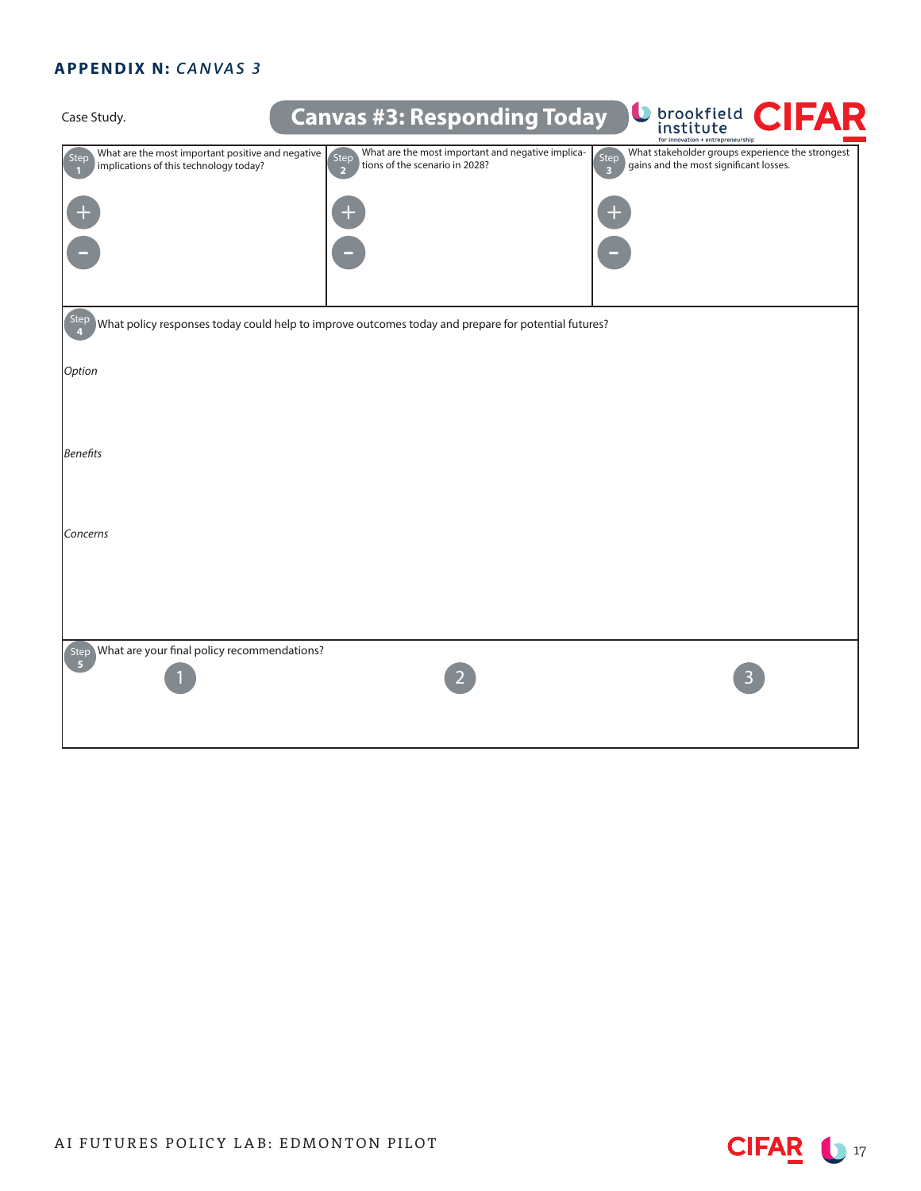## APPENDIX N: *CANVAS 3*

Case Study.

**Canvas #3: Responding Today**

brookfield institute for innovation + entrepreneurship

CIFAR

| Step 1 What are the most important positive and negative implications of this technology today? | Step 2 What are the most important and negative implications of the scenario in 2028? | Step 3 What stakeholder groups experience the strongest gains and the most significant losses. |
|---|---|---|
| + | + | + |
| – | – | – |

Step 4 What policy responses today could help to improve outcomes today and prepare for potential futures?

*Option*

*Benefits*

*Concerns*

Step 5 What are your final policy recommendations?

1

2

3